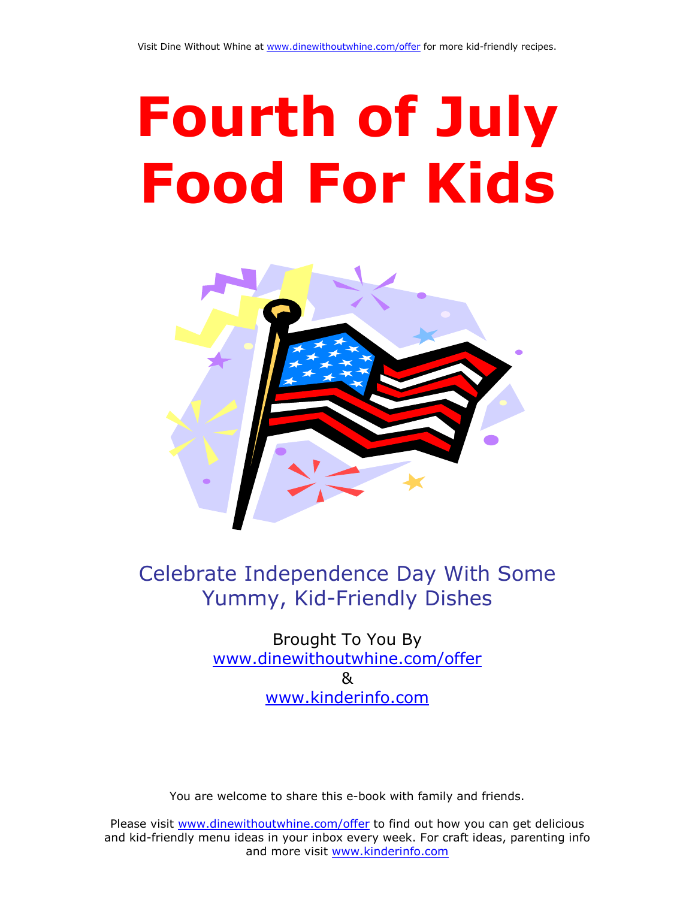Visit Dine Without Whine at www.dinewithoutwhine.com/offer for more kid-friendly recipes.

# Fourth of July Food For Kids

Celebrate Independence Day With Some Yummy, Kid-Friendly Dishes

Brought To You By
www.dinewithoutwhine.com/offer
&
www.kinderinfo.com

You are welcome to share this e-book with family and friends.

Please visit www.dinewithoutwhine.com/offer to find out how you can get delicious and kid-friendly menu ideas in your inbox every week. For craft ideas, parenting info and more visit www.kinderinfo.com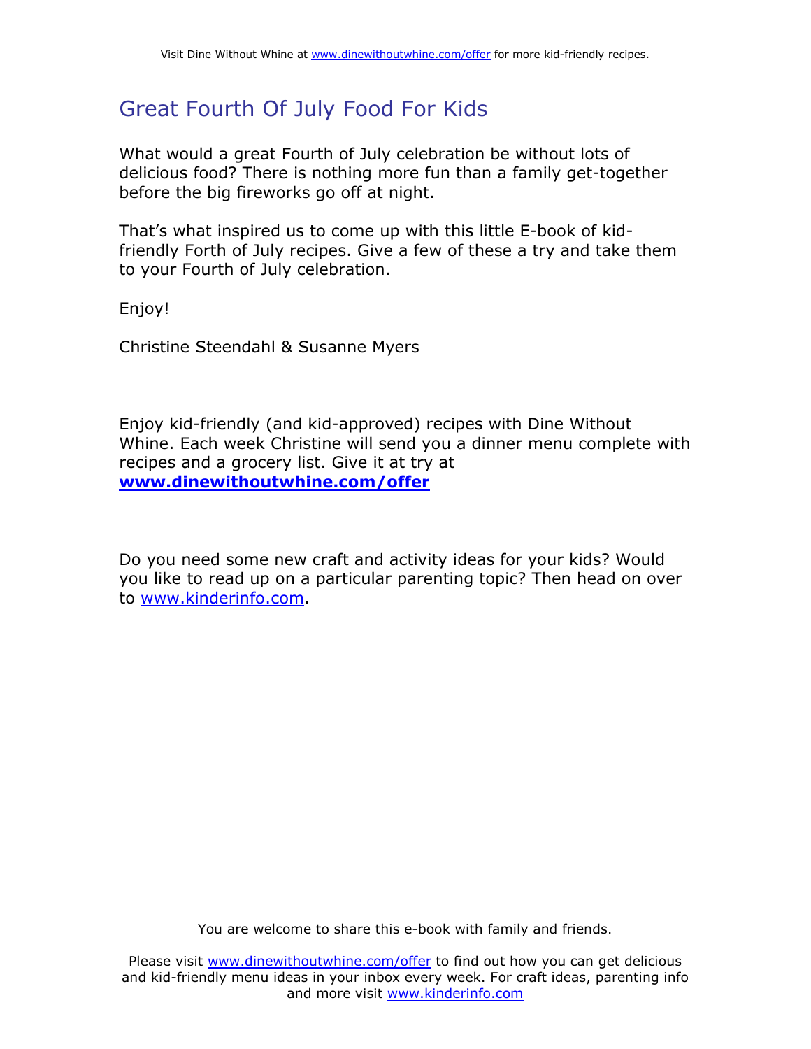# Great Fourth Of July Food For Kids

What would a great Fourth of July celebration be without lots of delicious food? There is nothing more fun than a family get-together before the big fireworks go off at night.

That's what inspired us to come up with this little E-book of kid-friendly Forth of July recipes. Give a few of these a try and take them to your Fourth of July celebration.

Enjoy!

Christine Steendahl & Susanne Myers

Enjoy kid-friendly (and kid-approved) recipes with Dine Without Whine. Each week Christine will send you a dinner menu complete with recipes and a grocery list. Give it at try at **www.dinewithoutwhine.com/offer**

Do you need some new craft and activity ideas for your kids? Would you like to read up on a particular parenting topic? Then head on over to www.kinderinfo.com.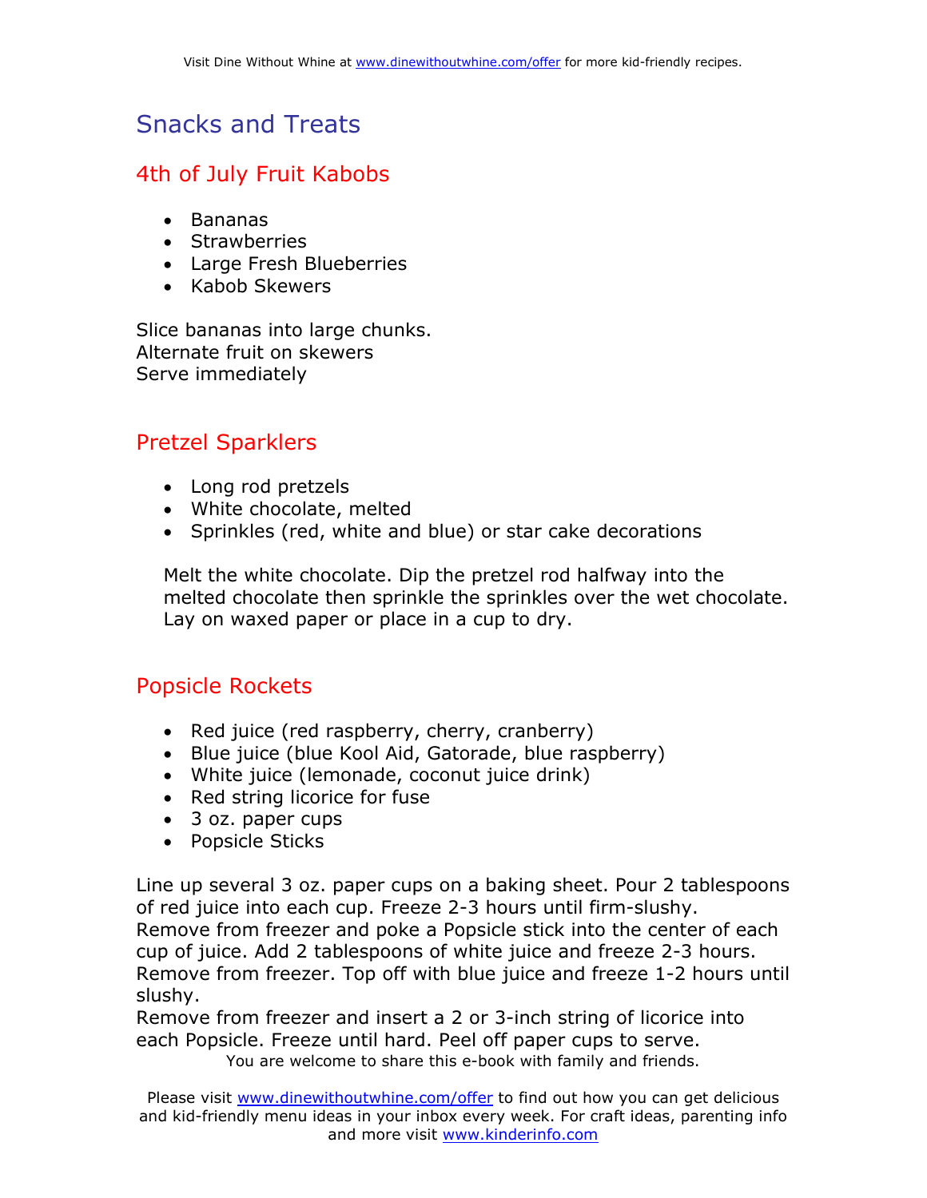# Snacks and Treats

## 4th of July Fruit Kabobs

- Bananas
- Strawberries
- Large Fresh Blueberries
- Kabob Skewers

Slice bananas into large chunks.
Alternate fruit on skewers
Serve immediately

## Pretzel Sparklers

- Long rod pretzels
- White chocolate, melted
- Sprinkles (red, white and blue) or star cake decorations

Melt the white chocolate. Dip the pretzel rod halfway into the melted chocolate then sprinkle the sprinkles over the wet chocolate. Lay on waxed paper or place in a cup to dry.

## Popsicle Rockets

- Red juice (red raspberry, cherry, cranberry)
- Blue juice (blue Kool Aid, Gatorade, blue raspberry)
- White juice (lemonade, coconut juice drink)
- Red string licorice for fuse
- 3 oz. paper cups
- Popsicle Sticks

Line up several 3 oz. paper cups on a baking sheet. Pour 2 tablespoons of red juice into each cup. Freeze 2-3 hours until firm-slushy.
Remove from freezer and poke a Popsicle stick into the center of each cup of juice. Add 2 tablespoons of white juice and freeze 2-3 hours.
Remove from freezer. Top off with blue juice and freeze 1-2 hours until slushy.
Remove from freezer and insert a 2 or 3-inch string of licorice into each Popsicle. Freeze until hard. Peel off paper cups to serve.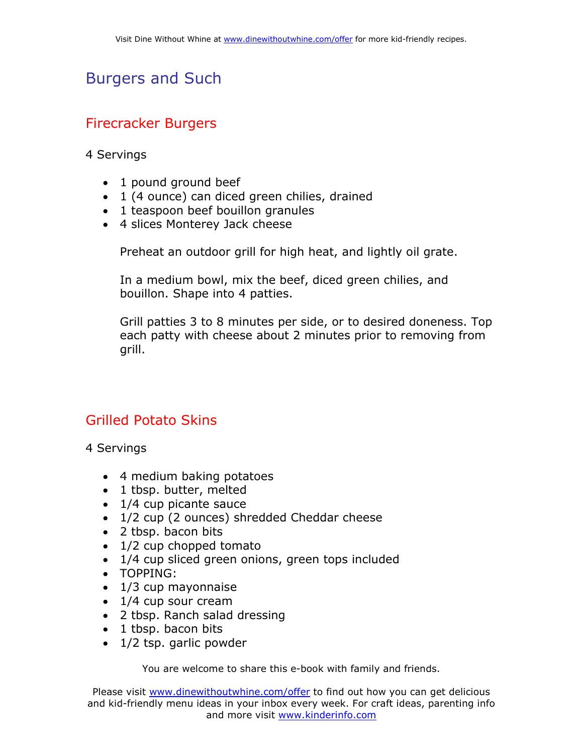# Burgers and Such

## Firecracker Burgers

4 Servings

- 1 pound ground beef
- 1 (4 ounce) can diced green chilies, drained
- 1 teaspoon beef bouillon granules
- 4 slices Monterey Jack cheese

Preheat an outdoor grill for high heat, and lightly oil grate.

In a medium bowl, mix the beef, diced green chilies, and bouillon. Shape into 4 patties.

Grill patties 3 to 8 minutes per side, or to desired doneness. Top each patty with cheese about 2 minutes prior to removing from grill.

## Grilled Potato Skins

4 Servings

- 4 medium baking potatoes
- 1 tbsp. butter, melted
- 1/4 cup picante sauce
- 1/2 cup (2 ounces) shredded Cheddar cheese
- 2 tbsp. bacon bits
- 1/2 cup chopped tomato
- 1/4 cup sliced green onions, green tops included
- TOPPING:
- 1/3 cup mayonnaise
- 1/4 cup sour cream
- 2 tbsp. Ranch salad dressing
- 1 tbsp. bacon bits
- 1/2 tsp. garlic powder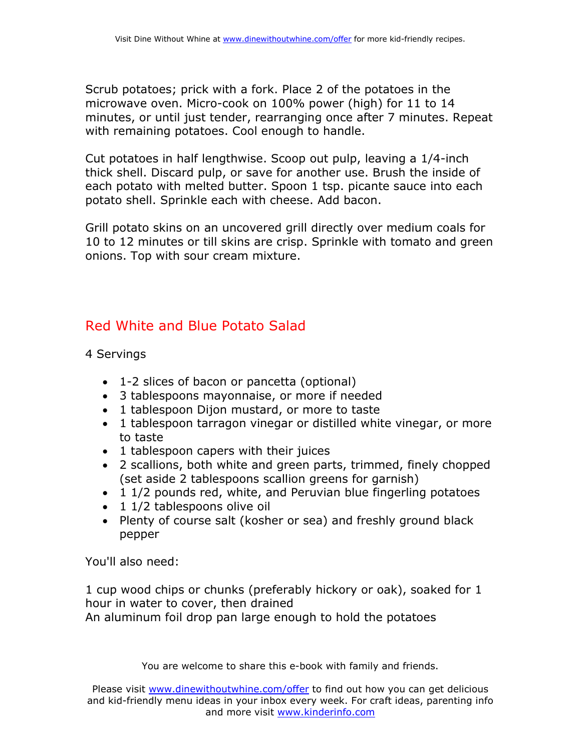Scrub potatoes; prick with a fork. Place 2 of the potatoes in the microwave oven. Micro-cook on 100% power (high) for 11 to 14 minutes, or until just tender, rearranging once after 7 minutes. Repeat with remaining potatoes. Cool enough to handle.

Cut potatoes in half lengthwise. Scoop out pulp, leaving a 1/4-inch thick shell. Discard pulp, or save for another use. Brush the inside of each potato with melted butter. Spoon 1 tsp. picante sauce into each potato shell. Sprinkle each with cheese. Add bacon.

Grill potato skins on an uncovered grill directly over medium coals for 10 to 12 minutes or till skins are crisp. Sprinkle with tomato and green onions. Top with sour cream mixture.

## Red White and Blue Potato Salad

4 Servings

- 1-2 slices of bacon or pancetta (optional)
- 3 tablespoons mayonnaise, or more if needed
- 1 tablespoon Dijon mustard, or more to taste
- 1 tablespoon tarragon vinegar or distilled white vinegar, or more to taste
- 1 tablespoon capers with their juices
- 2 scallions, both white and green parts, trimmed, finely chopped (set aside 2 tablespoons scallion greens for garnish)
- 1 1/2 pounds red, white, and Peruvian blue fingerling potatoes
- 1 1/2 tablespoons olive oil
- Plenty of course salt (kosher or sea) and freshly ground black pepper

You'll also need:

1 cup wood chips or chunks (preferably hickory or oak), soaked for 1 hour in water to cover, then drained
An aluminum foil drop pan large enough to hold the potatoes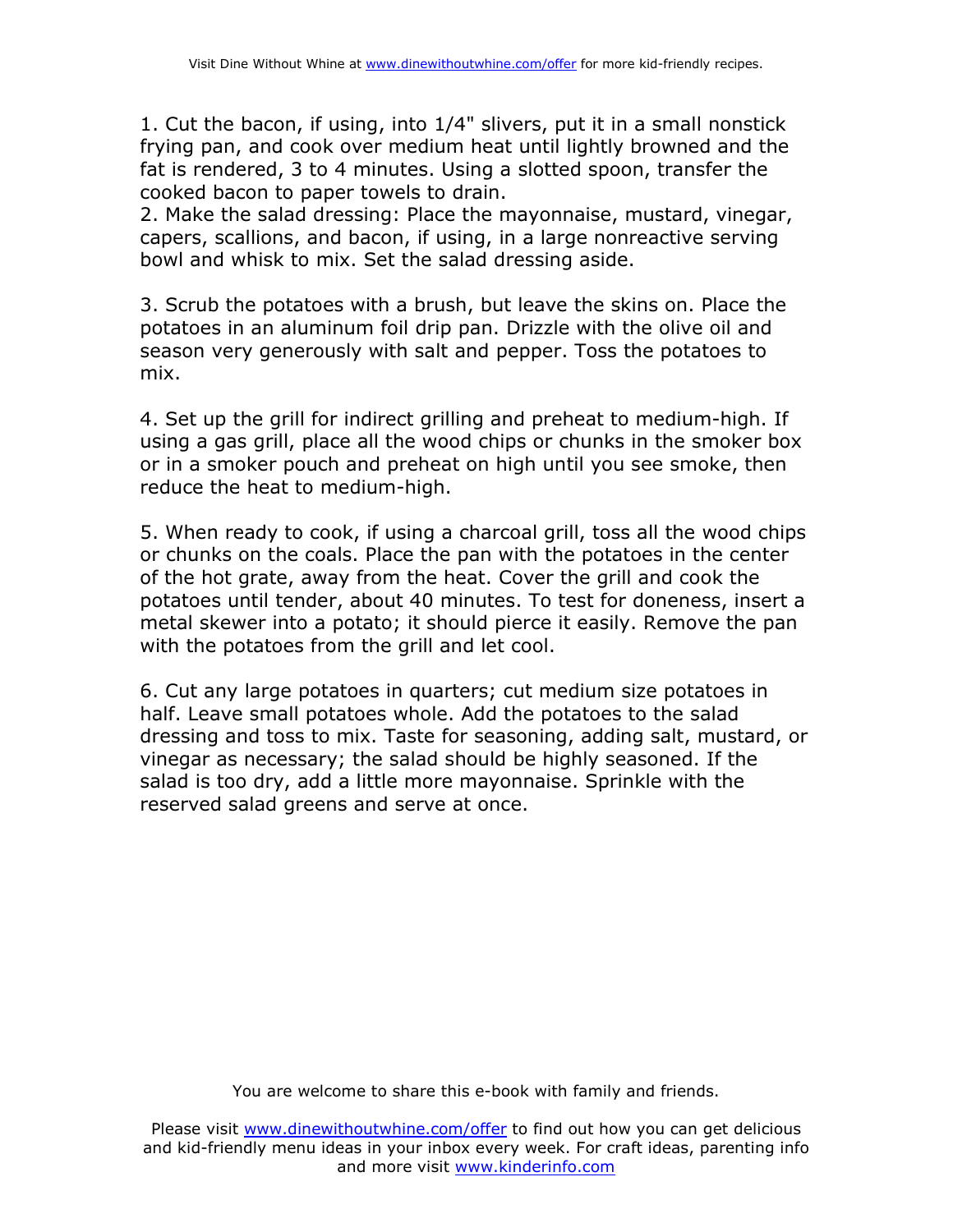1. Cut the bacon, if using, into 1/4" slivers, put it in a small nonstick frying pan, and cook over medium heat until lightly browned and the fat is rendered, 3 to 4 minutes. Using a slotted spoon, transfer the cooked bacon to paper towels to drain.
2. Make the salad dressing: Place the mayonnaise, mustard, vinegar, capers, scallions, and bacon, if using, in a large nonreactive serving bowl and whisk to mix. Set the salad dressing aside.

3. Scrub the potatoes with a brush, but leave the skins on. Place the potatoes in an aluminum foil drip pan. Drizzle with the olive oil and season very generously with salt and pepper. Toss the potatoes to mix.

4. Set up the grill for indirect grilling and preheat to medium-high. If using a gas grill, place all the wood chips or chunks in the smoker box or in a smoker pouch and preheat on high until you see smoke, then reduce the heat to medium-high.

5. When ready to cook, if using a charcoal grill, toss all the wood chips or chunks on the coals. Place the pan with the potatoes in the center of the hot grate, away from the heat. Cover the grill and cook the potatoes until tender, about 40 minutes. To test for doneness, insert a metal skewer into a potato; it should pierce it easily. Remove the pan with the potatoes from the grill and let cool.

6. Cut any large potatoes in quarters; cut medium size potatoes in half. Leave small potatoes whole. Add the potatoes to the salad dressing and toss to mix. Taste for seasoning, adding salt, mustard, or vinegar as necessary; the salad should be highly seasoned. If the salad is too dry, add a little more mayonnaise. Sprinkle with the reserved salad greens and serve at once.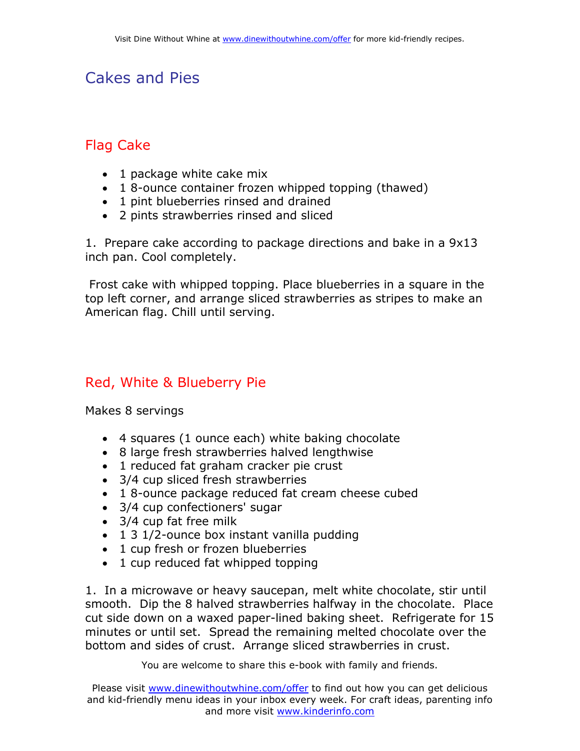# Cakes and Pies

## Flag Cake

- 1 package white cake mix
- 1 8-ounce container frozen whipped topping (thawed)
- 1 pint blueberries rinsed and drained
- 2 pints strawberries rinsed and sliced

1. Prepare cake according to package directions and bake in a 9x13 inch pan. Cool completely.

Frost cake with whipped topping. Place blueberries in a square in the top left corner, and arrange sliced strawberries as stripes to make an American flag. Chill until serving.

## Red, White & Blueberry Pie

Makes 8 servings

- 4 squares (1 ounce each) white baking chocolate
- 8 large fresh strawberries halved lengthwise
- 1 reduced fat graham cracker pie crust
- 3/4 cup sliced fresh strawberries
- 1 8-ounce package reduced fat cream cheese cubed
- 3/4 cup confectioners' sugar
- 3/4 cup fat free milk
- 1 3 1/2-ounce box instant vanilla pudding
- 1 cup fresh or frozen blueberries
- 1 cup reduced fat whipped topping

1. In a microwave or heavy saucepan, melt white chocolate, stir until smooth. Dip the 8 halved strawberries halfway in the chocolate. Place cut side down on a waxed paper-lined baking sheet. Refrigerate for 15 minutes or until set. Spread the remaining melted chocolate over the bottom and sides of crust. Arrange sliced strawberries in crust.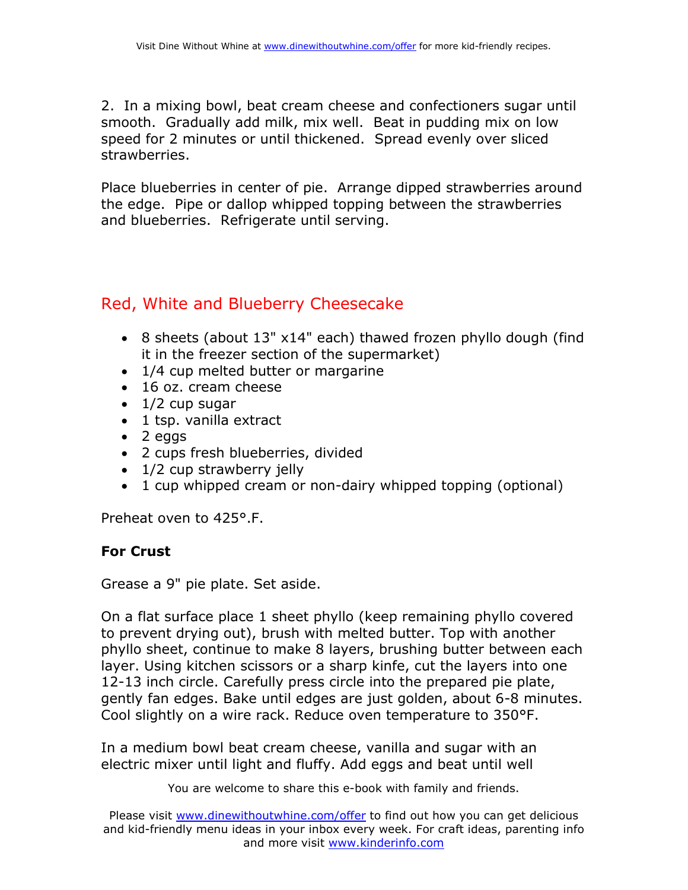2. In a mixing bowl, beat cream cheese and confectioners sugar until smooth. Gradually add milk, mix well. Beat in pudding mix on low speed for 2 minutes or until thickened. Spread evenly over sliced strawberries.

Place blueberries in center of pie. Arrange dipped strawberries around the edge. Pipe or dallop whipped topping between the strawberries and blueberries. Refrigerate until serving.

## Red, White and Blueberry Cheesecake

- 8 sheets (about 13" x14" each) thawed frozen phyllo dough (find it in the freezer section of the supermarket)
- 1/4 cup melted butter or margarine
- 16 oz. cream cheese
- 1/2 cup sugar
- 1 tsp. vanilla extract
- 2 eggs
- 2 cups fresh blueberries, divided
- 1/2 cup strawberry jelly
- 1 cup whipped cream or non-dairy whipped topping (optional)

Preheat oven to 425°.F.

**For Crust**

Grease a 9" pie plate. Set aside.

On a flat surface place 1 sheet phyllo (keep remaining phyllo covered to prevent drying out), brush with melted butter. Top with another phyllo sheet, continue to make 8 layers, brushing butter between each layer. Using kitchen scissors or a sharp kinfe, cut the layers into one 12-13 inch circle. Carefully press circle into the prepared pie plate, gently fan edges. Bake until edges are just golden, about 6-8 minutes. Cool slightly on a wire rack. Reduce oven temperature to 350°F.

In a medium bowl beat cream cheese, vanilla and sugar with an electric mixer until light and fluffy. Add eggs and beat until well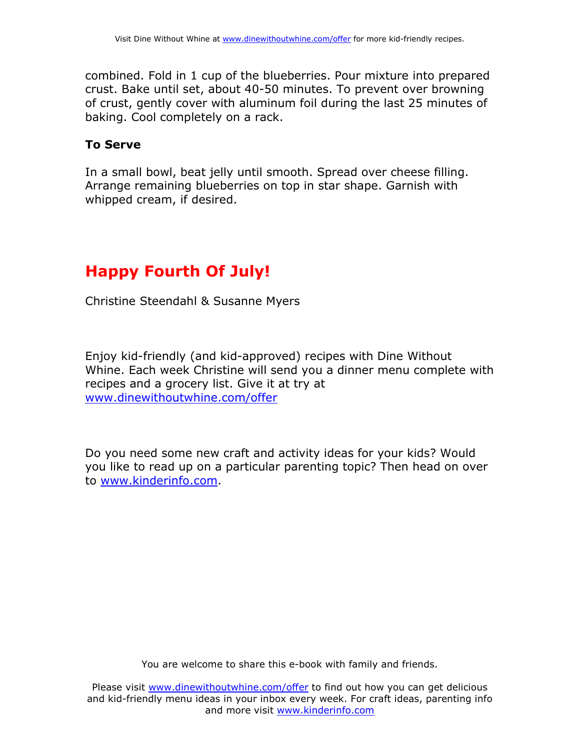combined. Fold in 1 cup of the blueberries. Pour mixture into prepared crust. Bake until set, about 40-50 minutes. To prevent over browning of crust, gently cover with aluminum foil during the last 25 minutes of baking. Cool completely on a rack.

**To Serve**

In a small bowl, beat jelly until smooth. Spread over cheese filling. Arrange remaining blueberries on top in star shape. Garnish with whipped cream, if desired.

## Happy Fourth Of July!

Christine Steendahl & Susanne Myers

Enjoy kid-friendly (and kid-approved) recipes with Dine Without Whine. Each week Christine will send you a dinner menu complete with recipes and a grocery list. Give it at try at www.dinewithoutwhine.com/offer

Do you need some new craft and activity ideas for your kids? Would you like to read up on a particular parenting topic? Then head on over to www.kinderinfo.com.

You are welcome to share this e-book with family and friends.

Please visit www.dinewithoutwhine.com/offer to find out how you can get delicious and kid-friendly menu ideas in your inbox every week. For craft ideas, parenting info and more visit www.kinderinfo.com